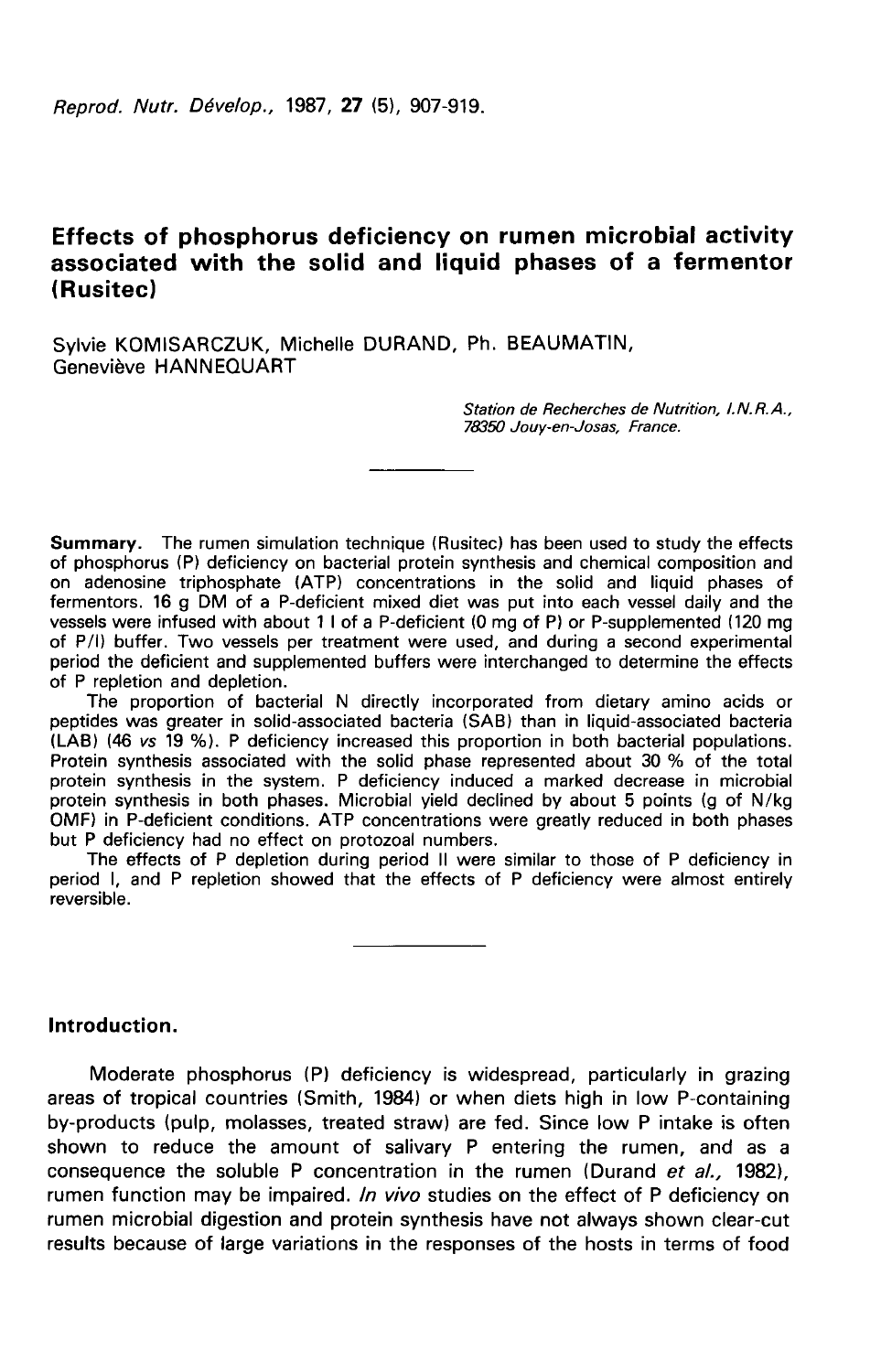# Effects of phosphorus deficiency on rumen microbial activity associated with the solid and liquid phases of a fermentor (Rusitec)

Sylvie KOMISARCZUK, Michelle DURAND, Ph. BEAUMATIN, Geneviève HANNEQUART

*Station de Recherches de Nutrition, I.N.R.A., 78350 Jouy-en-Josas, France.*

---

**Summary.** The rumen simulation technique (Rusitec) has been used to study the effects of phosphorus (P) deficiency on bacterial protein synthesis and chemical composition and on adenosine triphosphate (ATP) concentrations in the solid and liquid phases of fermentors. 16 g DM of a P-deficient mixed diet was put into each vessel daily and the vessels were infused with about 1 l of a P-deficient (0 mg of P) or P-supplemented (120 mg of P/l) buffer. Two vessels per treatment were used, and during a second experimental period the deficient and supplemented buffers were interchanged to determine the effects of P repletion and depletion.

The proportion of bacterial N directly incorporated from dietary amino acids or peptides was greater in solid-associated bacteria (SAB) than in liquid-associated bacteria (LAB) (46 *vs* 19 %). P deficiency increased this proportion in both bacterial populations. Protein synthesis associated with the solid phase represented about 30 % of the total protein synthesis in the system. P deficiency induced a marked decrease in microbial protein synthesis in both phases. Microbial yield declined by about 5 points (g of N/kg OMF) in P-deficient conditions. ATP concentrations were greatly reduced in both phases but P deficiency had no effect on protozoal numbers.

The effects of P depletion during period II were similar to those of P deficiency in period I, and P repletion showed that the effects of P deficiency were almost entirely reversible.

---

## Introduction.

Moderate phosphorus (P) deficiency is widespread, particularly in grazing areas of tropical countries (Smith, 1984) or when diets high in low P-containing by-products (pulp, molasses, treated straw) are fed. Since low P intake is often shown to reduce the amount of salivary P entering the rumen, and as a consequence the soluble P concentration in the rumen (Durand *et al.,* 1982), rumen function may be impaired. *In vivo* studies on the effect of P deficiency on rumen microbial digestion and protein synthesis have not always shown clear-cut results because of large variations in the responses of the hosts in terms of food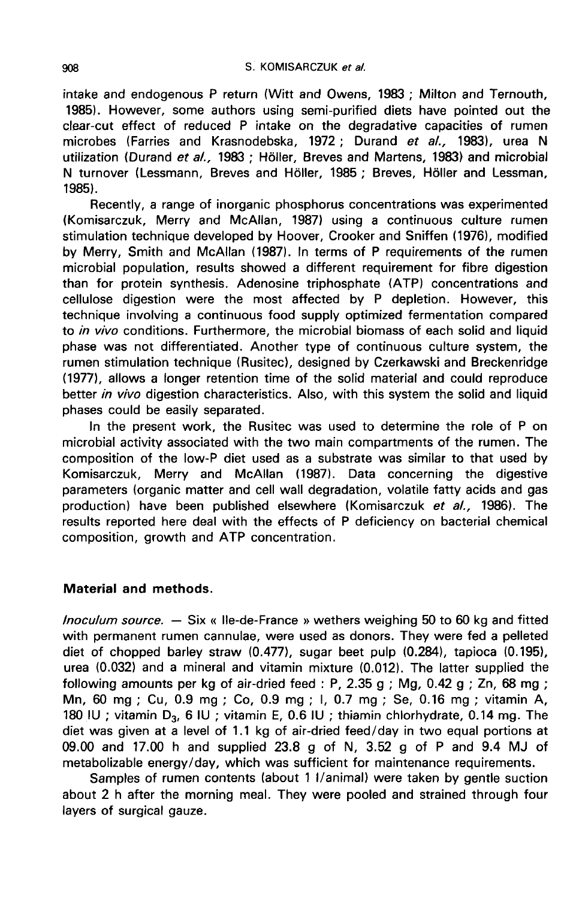intake and endogenous P return (Witt and Owens, 1983 ; Milton and Ternouth, 1985). However, some authors using semi-purified diets have pointed out the clear-cut effect of reduced P intake on the degradative capacities of rumen microbes (Farries and Krasnodebska, 1972 ; Durand *et al.*, 1983), urea N utilization (Durand *et al.*, 1983 ; Höller, Breves and Martens, 1983) and microbial N turnover (Lessmann, Breves and Höller, 1985 ; Breves, Höller and Lessman, 1985).

Recently, a range of inorganic phosphorus concentrations was experimented (Komisarczuk, Merry and McAllan, 1987) using a continuous culture rumen stimulation technique developed by Hoover, Crooker and Sniffen (1976), modified by Merry, Smith and McAllan (1987). In terms of P requirements of the rumen microbial population, results showed a different requirement for fibre digestion than for protein synthesis. Adenosine triphosphate (ATP) concentrations and cellulose digestion were the most affected by P depletion. However, this technique involving a continuous food supply optimized fermentation compared to *in vivo* conditions. Furthermore, the microbial biomass of each solid and liquid phase was not differentiated. Another type of continuous culture system, the rumen stimulation technique (Rusitec), designed by Czerkawski and Breckenridge (1977), allows a longer retention time of the solid material and could reproduce better *in vivo* digestion characteristics. Also, with this system the solid and liquid phases could be easily separated.

In the present work, the Rusitec was used to determine the role of P on microbial activity associated with the two main compartments of the rumen. The composition of the low-P diet used as a substrate was similar to that used by Komisarczuk, Merry and McAllan (1987). Data concerning the digestive parameters (organic matter and cell wall degradation, volatile fatty acids and gas production) have been published elsewhere (Komisarczuk *et al.*, 1986). The results reported here deal with the effects of P deficiency on bacterial chemical composition, growth and ATP concentration.

## Material and methods.

*Inoculum source.* — Six « Ile-de-France » wethers weighing 50 to 60 kg and fitted with permanent rumen cannulae, were used as donors. They were fed a pelleted diet of chopped barley straw (0.477), sugar beet pulp (0.284), tapioca (0.195), urea (0.032) and a mineral and vitamin mixture (0.012). The latter supplied the following amounts per kg of air-dried feed : P, 2.35 g ; Mg, 0.42 g ; Zn, 68 mg ; Mn, 60 mg ; Cu, 0.9 mg ; Co, 0.9 mg ; I, 0.7 mg ; Se, 0.16 mg ; vitamin A, 180 IU ; vitamin $D_3$, 6 IU ; vitamin E, 0.6 IU ; thiamin chlorhydrate, 0.14 mg. The diet was given at a level of 1.1 kg of air-dried feed/day in two equal portions at 09.00 and 17.00 h and supplied 23.8 g of N, 3.52 g of P and 9.4 MJ of metabolizable energy/day, which was sufficient for maintenance requirements.

Samples of rumen contents (about 1 l/animal) were taken by gentle suction about 2 h after the morning meal. They were pooled and strained through four layers of surgical gauze.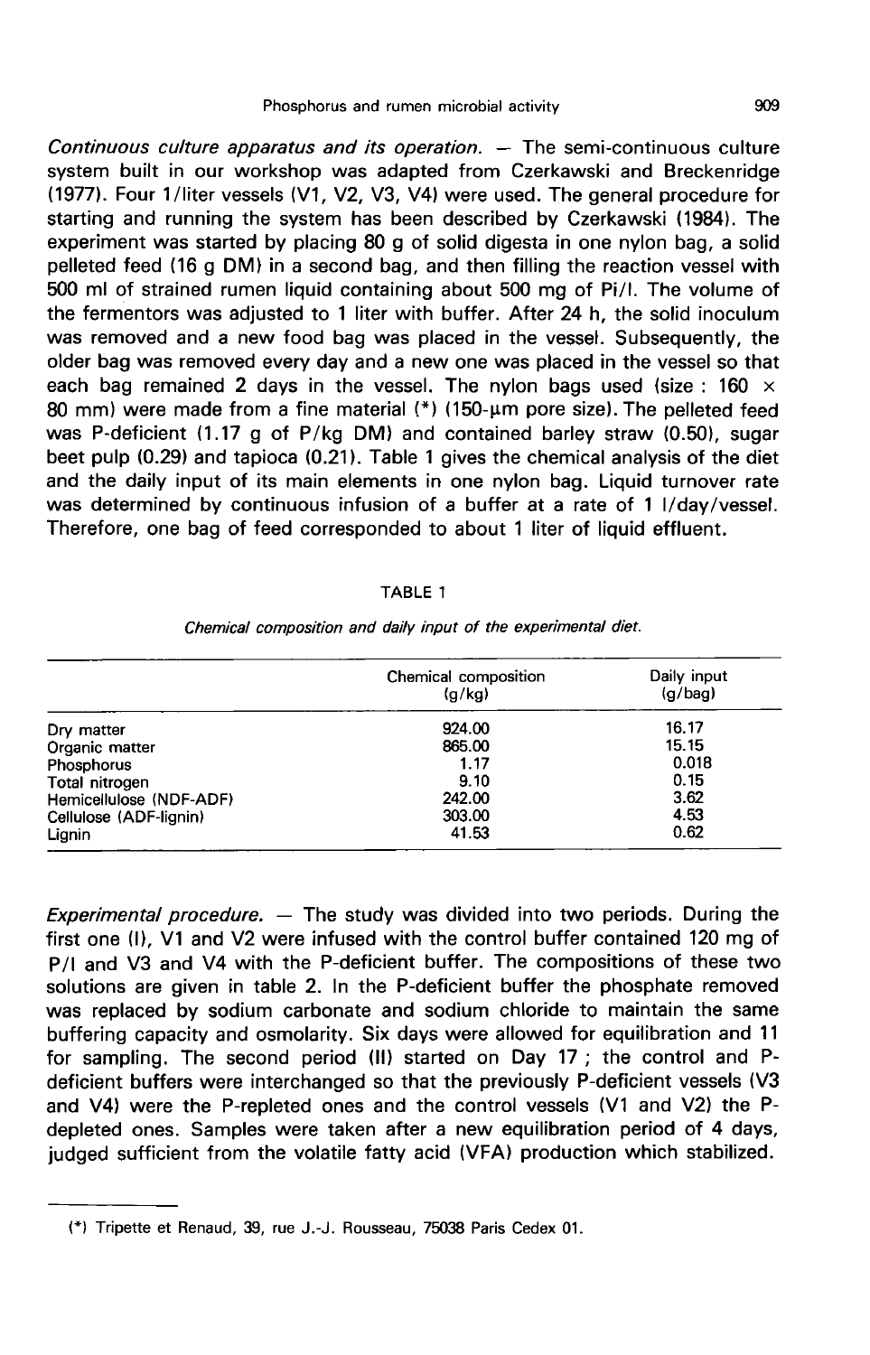*Continuous culture apparatus and its operation.* — The semi-continuous culture system built in our workshop was adapted from Czerkawski and Breckenridge (1977). Four 1/liter vessels (V1, V2, V3, V4) were used. The general procedure for starting and running the system has been described by Czerkawski (1984). The experiment was started by placing 80 g of solid digesta in one nylon bag, a solid pelleted feed (16 g DM) in a second bag, and then filling the reaction vessel with 500 ml of strained rumen liquid containing about 500 mg of Pi/l. The volume of the fermentors was adjusted to 1 liter with buffer. After 24 h, the solid inoculum was removed and a new food bag was placed in the vessel. Subsequently, the older bag was removed every day and a new one was placed in the vessel so that each bag remained 2 days in the vessel. The nylon bags used (size : 160 × 80 mm) were made from a fine material (*) (150-µm pore size). The pelleted feed was P-deficient (1.17 g of P/kg DM) and contained barley straw (0.50), sugar beet pulp (0.29) and tapioca (0.21). Table 1 gives the chemical analysis of the diet and the daily input of its main elements in one nylon bag. Liquid turnover rate was determined by continuous infusion of a buffer at a rate of 1 l/day/vessel. Therefore, one bag of feed corresponded to about 1 liter of liquid effluent.

TABLE 1

*Chemical composition and daily input of the experimental diet.*

| | Chemical composition (g/kg) | Daily input (g/bag) |
|---|---|---|
| Dry matter | 924.00 | 16.17 |
| Organic matter | 865.00 | 15.15 |
| Phosphorus | 1.17 | 0.018 |
| Total nitrogen | 9.10 | 0.15 |
| Hemicellulose (NDF-ADF) | 242.00 | 3.62 |
| Cellulose (ADF-lignin) | 303.00 | 4.53 |
| Lignin | 41.53 | 0.62 |

*Experimental procedure.* — The study was divided into two periods. During the first one (I), V1 and V2 were infused with the control buffer contained 120 mg of P/l and V3 and V4 with the P-deficient buffer. The compositions of these two solutions are given in table 2. In the P-deficient buffer the phosphate removed was replaced by sodium carbonate and sodium chloride to maintain the same buffering capacity and osmolarity. Six days were allowed for equilibration and 11 for sampling. The second period (II) started on Day 17 ; the control and P-deficient buffers were interchanged so that the previously P-deficient vessels (V3 and V4) were the P-repleted ones and the control vessels (V1 and V2) the P-depleted ones. Samples were taken after a new equilibration period of 4 days, judged sufficient from the volatile fatty acid (VFA) production which stabilized.

(*) Tripette et Renaud, 39, rue J.-J. Rousseau, 75038 Paris Cedex 01.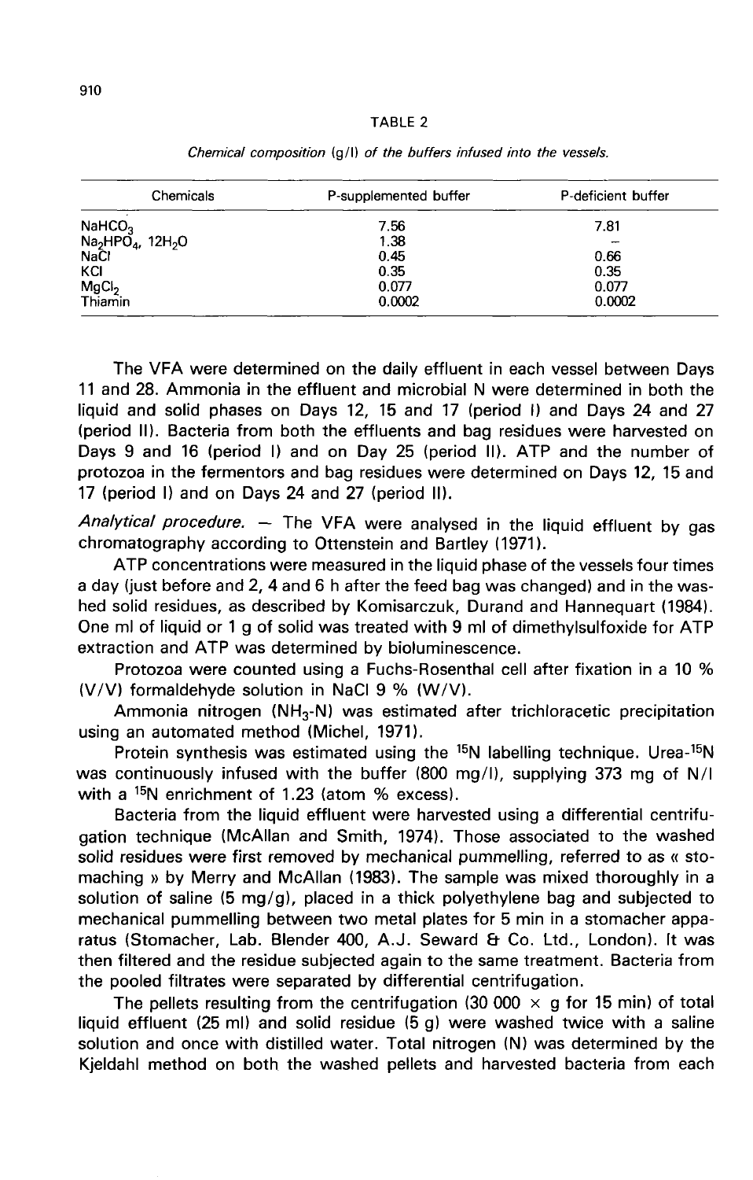TABLE 2

*Chemical composition (g/l) of the buffers infused into the vessels.*

| Chemicals | P-supplemented buffer | P-deficient buffer |
|---|---|---|
| $NaHCO_3$ | 7.56 | 7.81 |
| $Na_2HPO_4$, $12H_2O$ | 1.38 | – |
| NaCl | 0.45 | 0.66 |
| KCl | 0.35 | 0.35 |
| $MgCl_2$ | 0.077 | 0.077 |
| Thiamin | 0.0002 | 0.0002 |

The VFA were determined on the daily effluent in each vessel between Days 11 and 28. Ammonia in the effluent and microbial N were determined in both the liquid and solid phases on Days 12, 15 and 17 (period I) and Days 24 and 27 (period II). Bacteria from both the effluents and bag residues were harvested on Days 9 and 16 (period I) and on Day 25 (period II). ATP and the number of protozoa in the fermentors and bag residues were determined on Days 12, 15 and 17 (period I) and on Days 24 and 27 (period II).

*Analytical procedure.* — The VFA were analysed in the liquid effluent by gas chromatography according to Ottenstein and Bartley (1971).

ATP concentrations were measured in the liquid phase of the vessels four times a day (just before and 2, 4 and 6 h after the feed bag was changed) and in the washed solid residues, as described by Komisarczuk, Durand and Hannequart (1984). One ml of liquid or 1 g of solid was treated with 9 ml of dimethylsulfoxide for ATP extraction and ATP was determined by bioluminescence.

Protozoa were counted using a Fuchs-Rosenthal cell after fixation in a 10 % (V/V) formaldehyde solution in NaCl 9 % (W/V).

Ammonia nitrogen ($NH_3$-N) was estimated after trichloracetic precipitation using an automated method (Michel, 1971).

Protein synthesis was estimated using the $^{15}N$ labelling technique. Urea-$^{15}N$ was continuously infused with the buffer (800 mg/l), supplying 373 mg of N/l with a $^{15}N$ enrichment of 1.23 (atom % excess).

Bacteria from the liquid effluent were harvested using a differential centrifugation technique (McAllan and Smith, 1974). Those associated to the washed solid residues were first removed by mechanical pummelling, referred to as « stomaching » by Merry and McAllan (1983). The sample was mixed thoroughly in a solution of saline (5 mg/g), placed in a thick polyethylene bag and subjected to mechanical pummelling between two metal plates for 5 min in a stomacher apparatus (Stomacher, Lab. Blender 400, A.J. Seward & Co. Ltd., London). It was then filtered and the residue subjected again to the same treatment. Bacteria from the pooled filtrates were separated by differential centrifugation.

The pellets resulting from the centrifugation (30 000 × g for 15 min) of total liquid effluent (25 ml) and solid residue (5 g) were washed twice with a saline solution and once with distilled water. Total nitrogen (N) was determined by the Kjeldahl method on both the washed pellets and harvested bacteria from each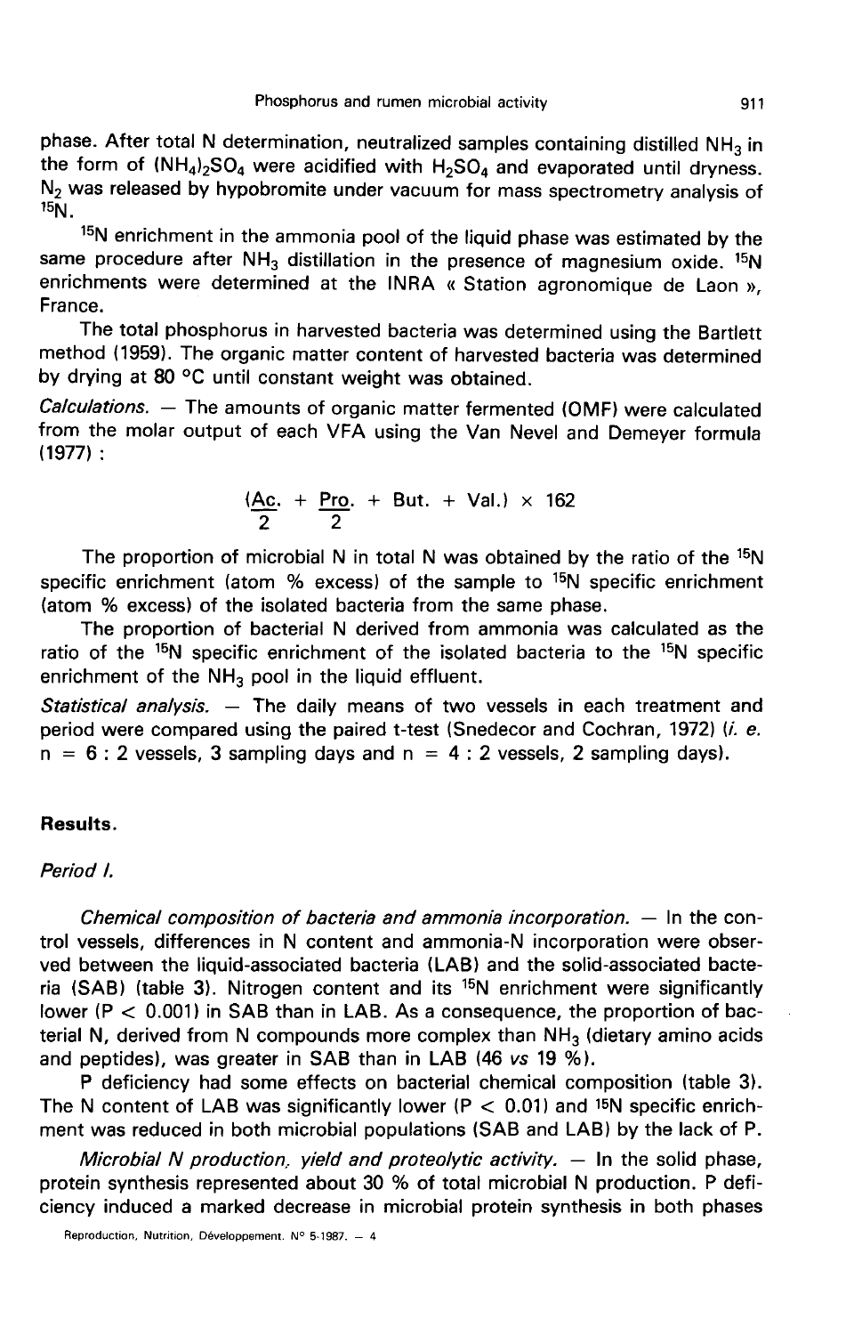phase. After total N determination, neutralized samples containing distilled $NH_3$ in the form of $(NH_4)_2SO_4$ were acidified with $H_2SO_4$ and evaporated until dryness. $N_2$ was released by hypobromite under vacuum for mass spectrometry analysis of $^{15}N$.

$^{15}N$ enrichment in the ammonia pool of the liquid phase was estimated by the same procedure after $NH_3$ distillation in the presence of magnesium oxide. $^{15}N$ enrichments were determined at the INRA « Station agronomique de Laon », France.

The total phosphorus in harvested bacteria was determined using the Bartlett method (1959). The organic matter content of harvested bacteria was determined by drying at 80 °C until constant weight was obtained.

*Calculations.* — The amounts of organic matter fermented (OMF) were calculated from the molar output of each VFA using the Van Nevel and Demeyer formula (1977) :

$$\left(\frac{Ac.}{2} + \frac{Pro.}{2} + But. + Val.\right) \times 162$$

The proportion of microbial N in total N was obtained by the ratio of the $^{15}N$ specific enrichment (atom % excess) of the sample to $^{15}N$ specific enrichment (atom % excess) of the isolated bacteria from the same phase.

The proportion of bacterial N derived from ammonia was calculated as the ratio of the $^{15}N$ specific enrichment of the isolated bacteria to the $^{15}N$ specific enrichment of the $NH_3$ pool in the liquid effluent.

*Statistical analysis.* — The daily means of two vessels in each treatment and period were compared using the paired t-test (Snedecor and Cochran, 1972) (*i. e.* $n = 6$ : 2 vessels, 3 sampling days and $n = 4$ : 2 vessels, 2 sampling days).

## Results.

### *Period I.*

*Chemical composition of bacteria and ammonia incorporation.* — In the control vessels, differences in N content and ammonia-N incorporation were observed between the liquid-associated bacteria (LAB) and the solid-associated bacteria (SAB) (table 3). Nitrogen content and its $^{15}N$ enrichment were significantly lower ($P < 0.001$) in SAB than in LAB. As a consequence, the proportion of bacterial N, derived from N compounds more complex than $NH_3$ (dietary amino acids and peptides), was greater in SAB than in LAB (46 *vs* 19 %).

P deficiency had some effects on bacterial chemical composition (table 3). The N content of LAB was significantly lower ($P < 0.01$) and $^{15}N$ specific enrichment was reduced in both microbial populations (SAB and LAB) by the lack of P.

*Microbial N production, yield and proteolytic activity.* — In the solid phase, protein synthesis represented about 30 % of total microbial N production. P deficiency induced a marked decrease in microbial protein synthesis in both phases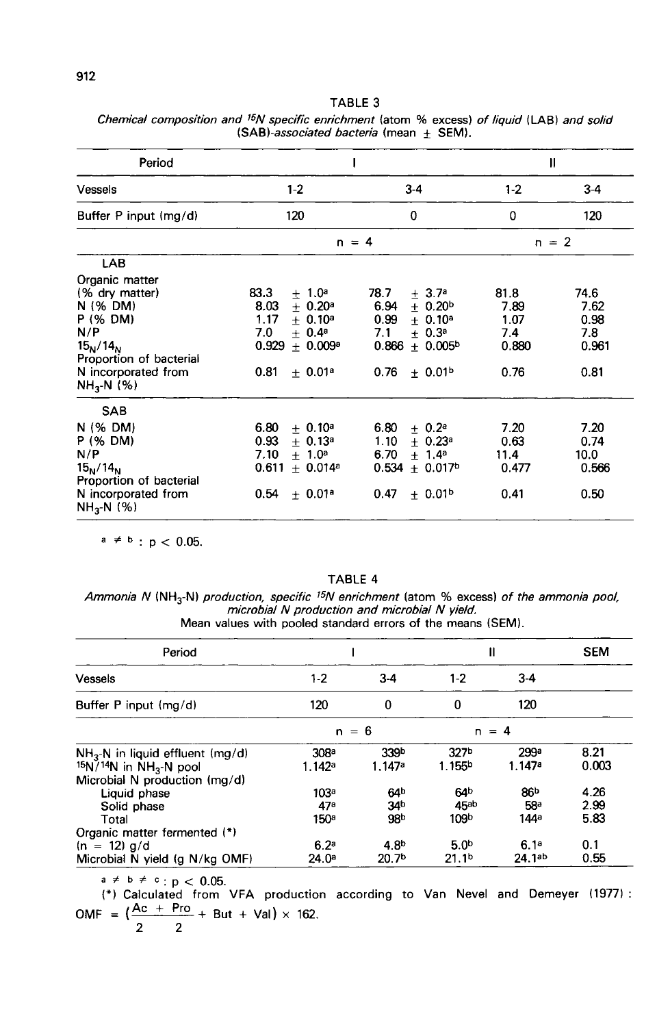TABLE 3

*Chemical composition and $^{15}N$ specific enrichment* (atom % excess) *of liquid* (LAB) *and solid* (SAB)*-associated bacteria* (mean ± SEM).

| Period | I | | II | |
|---|---|---|---|---|
| Vessels | 1-2 | 3-4 | 1-2 | 3-4 |
| Buffer P input (mg/d) | 120 | 0 | 0 | 120 |
| | n = 4 | | n = 2 | |
| **LAB** | | | | |
| Organic matter (% dry matter) | 83.3 ± 1.0[a] | 78.7 ± 3.7[a] | 81.8 | 74.6 |
| N (% DM) | 8.03 ± 0.20[a] | 6.94 ± 0.20[b] | 7.89 | 7.62 |
| P (% DM) | 1.17 ± 0.10[a] | 0.99 ± 0.10[a] | 1.07 | 0.98 |
| N/P | 7.0 ± 0.4[a] | 7.1 ± 0.3[a] | 7.4 | 7.8 |
| $^{15}N/^{14}N$ | 0.929 ± 0.009[a] | 0.866 ± 0.005[b] | 0.880 | 0.961 |
| Proportion of bacterial N incorporated from $NH_3$-N (%) | 0.81 ± 0.01[a] | 0.76 ± 0.01[b] | 0.76 | 0.81 |
| **SAB** | | | | |
| N (% DM) | 6.80 ± 0.10[a] | 6.80 ± 0.2[a] | 7.20 | 7.20 |
| P (% DM) | 0.93 ± 0.13[a] | 1.10 ± 0.23[a] | 0.63 | 0.74 |
| N/P | 7.10 ± 1.0[a] | 6.70 ± 1.4[a] | 11.4 | 10.0 |
| $^{15}N/^{14}N$ | 0.611 ± 0.014[a] | 0.534 ± 0.017[b] | 0.477 | 0.566 |
| Proportion of bacterial N incorporated from $NH_3$-N (%) | 0.54 ± 0.01[a] | 0.47 ± 0.01[b] | 0.41 | 0.50 |

$^{a} \neq {}^{b}$ : $p < 0.05$.

TABLE 4

*Ammonia N* ($NH_3$-N) *production, specific $^{15}N$ enrichment* (atom % excess) *of the ammonia pool, microbial N production and microbial N yield.*

Mean values with pooled standard errors of the means (SEM).

| Period | I | | II | | SEM |
|---|---|---|---|---|---|
| Vessels | 1-2 | 3-4 | 1-2 | 3-4 | |
| Buffer P input (mg/d) | 120 | 0 | 0 | 120 | |
| | n = 6 | | n = 4 | | |
| $NH_3$-N in liquid effluent (mg/d) | 308[a] | 339[b] | 327[b] | 299[a] | 8.21 |
| $^{15}N/^{14}N$ in $NH_3$-N pool | 1.142[a] | 1.147[a] | 1.155[b] | 1.147[a] | 0.003 |
| Microbial N production (mg/d) | | | | | |
| Liquid phase | 103[a] | 64[b] | 64[b] | 86[b] | 4.26 |
| Solid phase | 47[a] | 34[b] | 45[ab] | 58[a] | 2.99 |
| Total | 150[a] | 98[b] | 109[b] | 144[a] | 5.83 |
| Organic matter fermented (*) (n = 12) g/d | 6.2[a] | 4.8[b] | 5.0[b] | 6.1[a] | 0.1 |
| Microbial N yield (g N/kg OMF) | 24.0[a] | 20.7[b] | 21.1[b] | 24.1[ab] | 0.55 |

$^{a} \neq {}^{b} \neq {}^{c}$ : $p < 0.05$.

(*) Calculated from VFA production according to Van Nevel and Demeyer (1977) :

$$OMF = \left(\frac{Ac + Pro}{2} + \frac{But + Val}{2}\right) \times 162.$$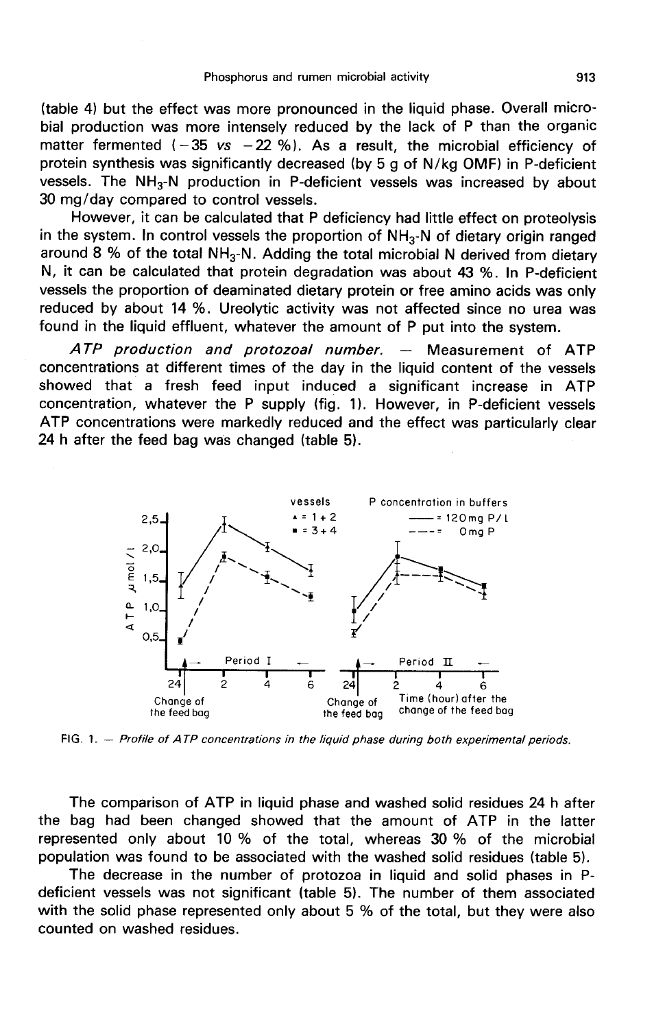(table 4) but the effect was more pronounced in the liquid phase. Overall microbial production was more intensely reduced by the lack of P than the organic matter fermented (−35 *vs* −22 %). As a result, the microbial efficiency of protein synthesis was significantly decreased (by 5 g of N/kg OMF) in P-deficient vessels. The $NH_3$-N production in P-deficient vessels was increased by about 30 mg/day compared to control vessels.

However, it can be calculated that P deficiency had little effect on proteolysis in the system. In control vessels the proportion of $NH_3$-N of dietary origin ranged around 8 % of the total $NH_3$-N. Adding the total microbial N derived from dietary N, it can be calculated that protein degradation was about 43 %. In P-deficient vessels the proportion of deaminated dietary protein or free amino acids was only reduced by about 14 %. Ureolytic activity was not affected since no urea was found in the liquid effluent, whatever the amount of P put into the system.

*ATP production and protozoal number.* — Measurement of ATP concentrations at different times of the day in the liquid content of the vessels showed that a fresh feed input induced a significant increase in ATP concentration, whatever the P supply (fig. 1). However, in P-deficient vessels ATP concentrations were markedly reduced and the effect was particularly clear 24 h after the feed bag was changed (table 5).

FIG. 1. — *Profile of ATP concentrations in the liquid phase during both experimental periods.*

The comparison of ATP in liquid phase and washed solid residues 24 h after the bag had been changed showed that the amount of ATP in the latter represented only about 10 % of the total, whereas 30 % of the microbial population was found to be associated with the washed solid residues (table 5).

The decrease in the number of protozoa in liquid and solid phases in P-deficient vessels was not significant (table 5). The number of them associated with the solid phase represented only about 5 % of the total, but they were also counted on washed residues.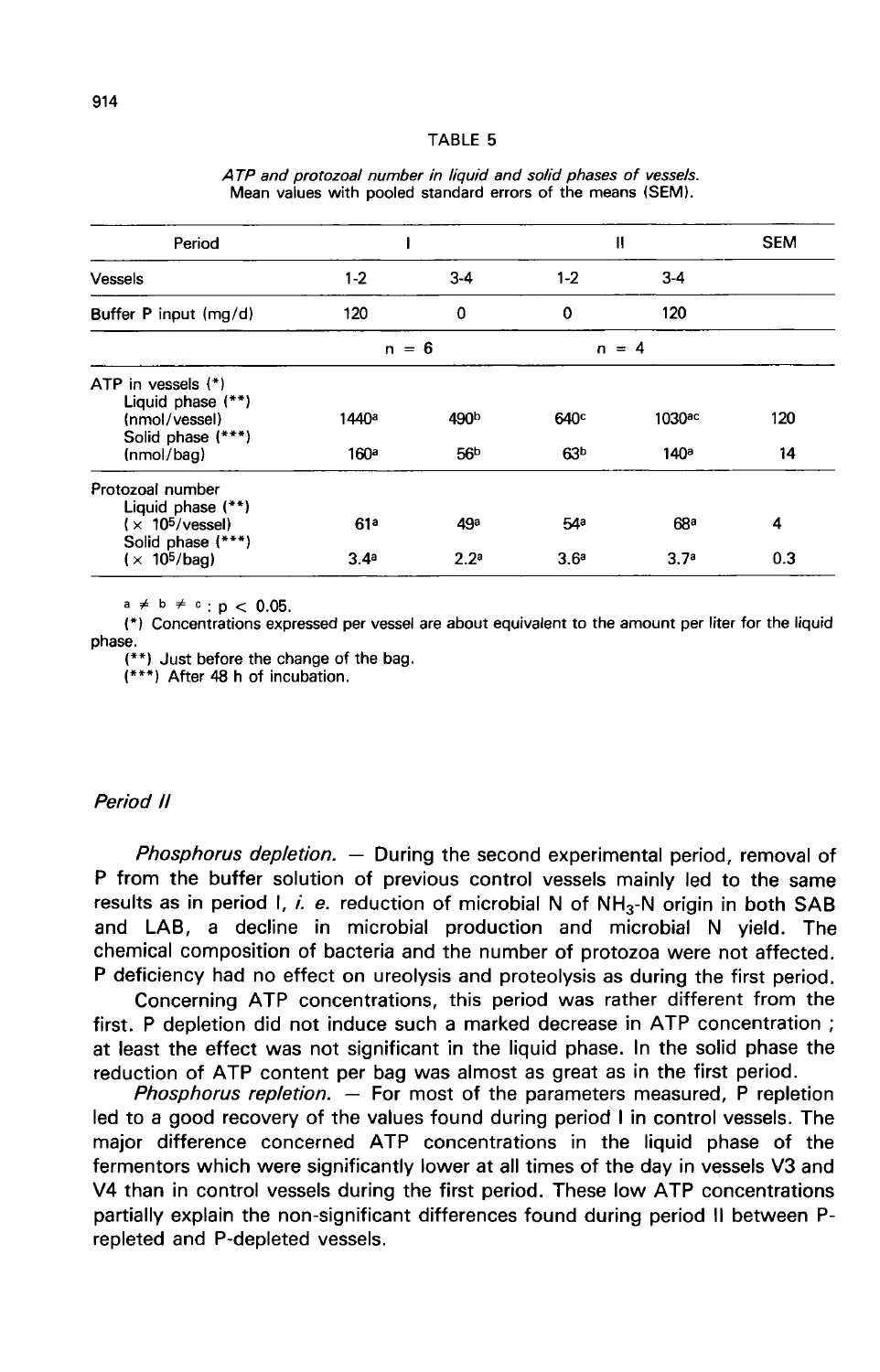TABLE 5

*ATP and protozoal number in liquid and solid phases of vessels.*
Mean values with pooled standard errors of the means (SEM).

| Period | I | | II | | SEM |
|---|---|---|---|---|---|
| Vessels | 1-2 | 3-4 | 1-2 | 3-4 | |
| Buffer P input (mg/d) | 120 | 0 | 0 | 120 | |
| | n = 6 | | n = 4 | | |
| ATP in vessels (*) | | | | | |
| Liquid phase (**) (nmol/vessel) | 1440$^{a}$ | 490$^{b}$ | 640$^{c}$ | 1030$^{ac}$ | 120 |
| Solid phase (***) (nmol/bag) | 160$^{a}$ | 56$^{b}$ | 63$^{b}$ | 140$^{a}$ | 14 |
| Protozoal number | | | | | |
| Liquid phase (**) ($\times$ $10^{5}$/vessel) | 61$^{a}$ | 49$^{a}$ | 54$^{a}$ | 68$^{a}$ | 4 |
| Solid phase (***) ($\times$ $10^{5}$/bag) | 3.4$^{a}$ | 2.2$^{a}$ | 3.6$^{a}$ | 3.7$^{a}$ | 0.3 |

$a \neq b \neq c$ : $p < 0.05$.
(*) Concentrations expressed per vessel are about equivalent to the amount per liter for the liquid phase.
(**) Just before the change of the bag.
(***) After 48 h of incubation.

### *Period II*

*Phosphorus depletion.* — During the second experimental period, removal of P from the buffer solution of previous control vessels mainly led to the same results as in period I, *i. e.* reduction of microbial N of $NH_3$-N origin in both SAB and LAB, a decline in microbial production and microbial N yield. The chemical composition of bacteria and the number of protozoa were not affected. P deficiency had no effect on ureolysis and proteolysis as during the first period.

Concerning ATP concentrations, this period was rather different from the first. P depletion did not induce such a marked decrease in ATP concentration ; at least the effect was not significant in the liquid phase. In the solid phase the reduction of ATP content per bag was almost as great as in the first period.

*Phosphorus repletion.* — For most of the parameters measured, P repletion led to a good recovery of the values found during period I in control vessels. The major difference concerned ATP concentrations in the liquid phase of the fermentors which were significantly lower at all times of the day in vessels V3 and V4 than in control vessels during the first period. These low ATP concentrations partially explain the non-significant differences found during period II between P-repleted and P-depleted vessels.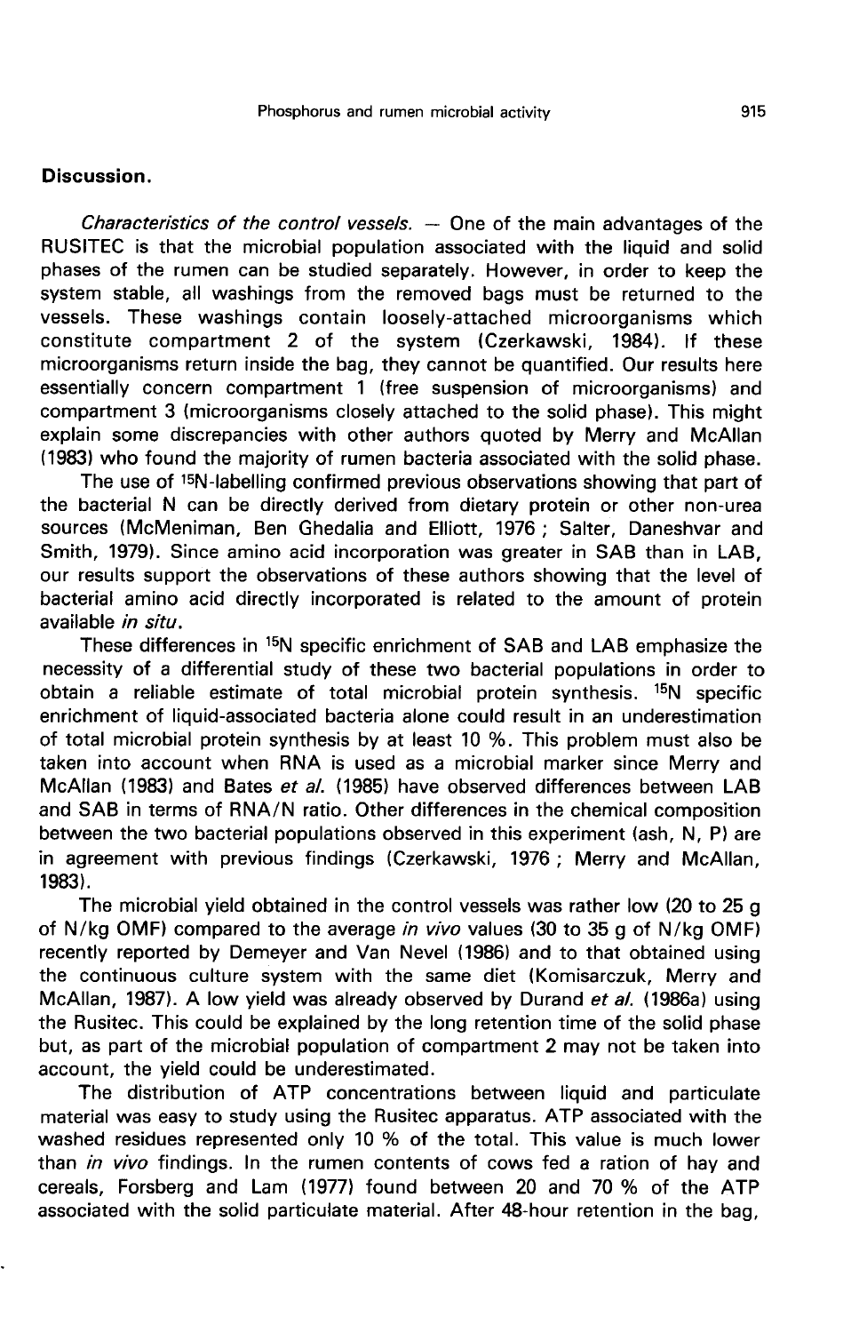## Discussion.

*Characteristics of the control vessels.* — One of the main advantages of the RUSITEC is that the microbial population associated with the liquid and solid phases of the rumen can be studied separately. However, in order to keep the system stable, all washings from the removed bags must be returned to the vessels. These washings contain loosely-attached microorganisms which constitute compartment 2 of the system (Czerkawski, 1984). If these microorganisms return inside the bag, they cannot be quantified. Our results here essentially concern compartment 1 (free suspension of microorganisms) and compartment 3 (microorganisms closely attached to the solid phase). This might explain some discrepancies with other authors quoted by Merry and McAllan (1983) who found the majority of rumen bacteria associated with the solid phase.

The use of $^{15}N$-labelling confirmed previous observations showing that part of the bacterial N can be directly derived from dietary protein or other non-urea sources (McMeniman, Ben Ghedalia and Elliott, 1976 ; Salter, Daneshvar and Smith, 1979). Since amino acid incorporation was greater in SAB than in LAB, our results support the observations of these authors showing that the level of bacterial amino acid directly incorporated is related to the amount of protein available *in situ*.

These differences in $^{15}N$ specific enrichment of SAB and LAB emphasize the necessity of a differential study of these two bacterial populations in order to obtain a reliable estimate of total microbial protein synthesis. $^{15}N$ specific enrichment of liquid-associated bacteria alone could result in an underestimation of total microbial protein synthesis by at least 10 %. This problem must also be taken into account when RNA is used as a microbial marker since Merry and McAllan (1983) and Bates *et al.* (1985) have observed differences between LAB and SAB in terms of RNA/N ratio. Other differences in the chemical composition between the two bacterial populations observed in this experiment (ash, N, P) are in agreement with previous findings (Czerkawski, 1976 ; Merry and McAllan, 1983).

The microbial yield obtained in the control vessels was rather low (20 to 25 g of N/kg OMF) compared to the average *in vivo* values (30 to 35 g of N/kg OMF) recently reported by Demeyer and Van Nevel (1986) and to that obtained using the continuous culture system with the same diet (Komisarczuk, Merry and McAllan, 1987). A low yield was already observed by Durand *et al.* (1986a) using the Rusitec. This could be explained by the long retention time of the solid phase but, as part of the microbial population of compartment 2 may not be taken into account, the yield could be underestimated.

The distribution of ATP concentrations between liquid and particulate material was easy to study using the Rusitec apparatus. ATP associated with the washed residues represented only 10 % of the total. This value is much lower than *in vivo* findings. In the rumen contents of cows fed a ration of hay and cereals, Forsberg and Lam (1977) found between 20 and 70 % of the ATP associated with the solid particulate material. After 48-hour retention in the bag,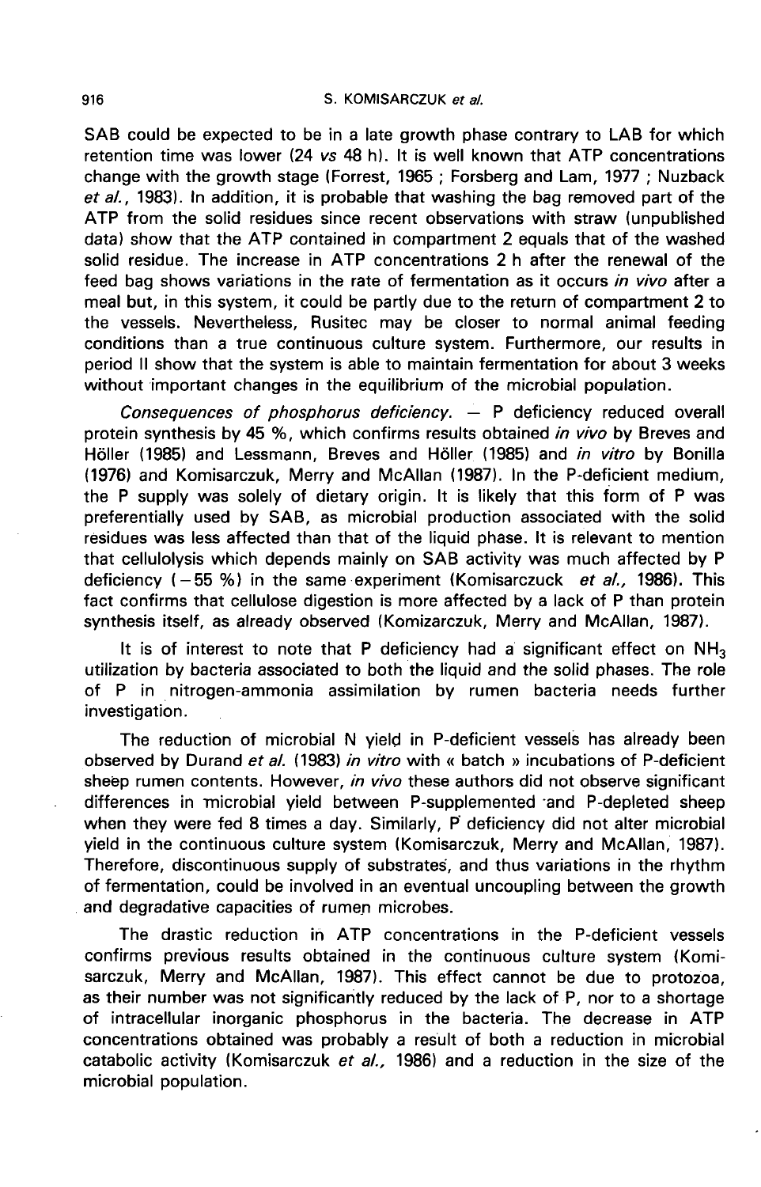SAB could be expected to be in a late growth phase contrary to LAB for which retention time was lower (24 *vs* 48 h). It is well known that ATP concentrations change with the growth stage (Forrest, 1965 ; Forsberg and Lam, 1977 ; Nuzback *et al.*, 1983). In addition, it is probable that washing the bag removed part of the ATP from the solid residues since recent observations with straw (unpublished data) show that the ATP contained in compartment 2 equals that of the washed solid residue. The increase in ATP concentrations 2 h after the renewal of the feed bag shows variations in the rate of fermentation as it occurs *in vivo* after a meal but, in this system, it could be partly due to the return of compartment 2 to the vessels. Nevertheless, Rusitec may be closer to normal animal feeding conditions than a true continuous culture system. Furthermore, our results in period II show that the system is able to maintain fermentation for about 3 weeks without important changes in the equilibrium of the microbial population.

*Consequences of phosphorus deficiency.* — P deficiency reduced overall protein synthesis by 45 %, which confirms results obtained *in vivo* by Breves and Höller (1985) and Lessmann, Breves and Höller (1985) and *in vitro* by Bonilla (1976) and Komisarczuk, Merry and McAllan (1987). In the P-deficient medium, the P supply was solely of dietary origin. It is likely that this form of P was preferentially used by SAB, as microbial production associated with the solid residues was less affected than that of the liquid phase. It is relevant to mention that cellulolysis which depends mainly on SAB activity was much affected by P deficiency (−55 %) in the same experiment (Komisarczuck *et al.*, 1986). This fact confirms that cellulose digestion is more affected by a lack of P than protein synthesis itself, as already observed (Komizarczuk, Merry and McAllan, 1987).

It is of interest to note that P deficiency had a significant effect on $NH_3$ utilization by bacteria associated to both the liquid and the solid phases. The role of P in nitrogen-ammonia assimilation by rumen bacteria needs further investigation.

The reduction of microbial N yield in P-deficient vessels has already been observed by Durand *et al.* (1983) *in vitro* with « batch » incubations of P-deficient sheep rumen contents. However, *in vivo* these authors did not observe significant differences in microbial yield between P-supplemented and P-depleted sheep when they were fed 8 times a day. Similarly, P deficiency did not alter microbial yield in the continuous culture system (Komisarczuk, Merry and McAllan, 1987). Therefore, discontinuous supply of substrates, and thus variations in the rhythm of fermentation, could be involved in an eventual uncoupling between the growth and degradative capacities of rumen microbes.

The drastic reduction in ATP concentrations in the P-deficient vessels confirms previous results obtained in the continuous culture system (Komisarczuk, Merry and McAllan, 1987). This effect cannot be due to protozoa, as their number was not significantly reduced by the lack of P, nor to a shortage of intracellular inorganic phosphorus in the bacteria. The decrease in ATP concentrations obtained was probably a result of both a reduction in microbial catabolic activity (Komisarczuk *et al.*, 1986) and a reduction in the size of the microbial population.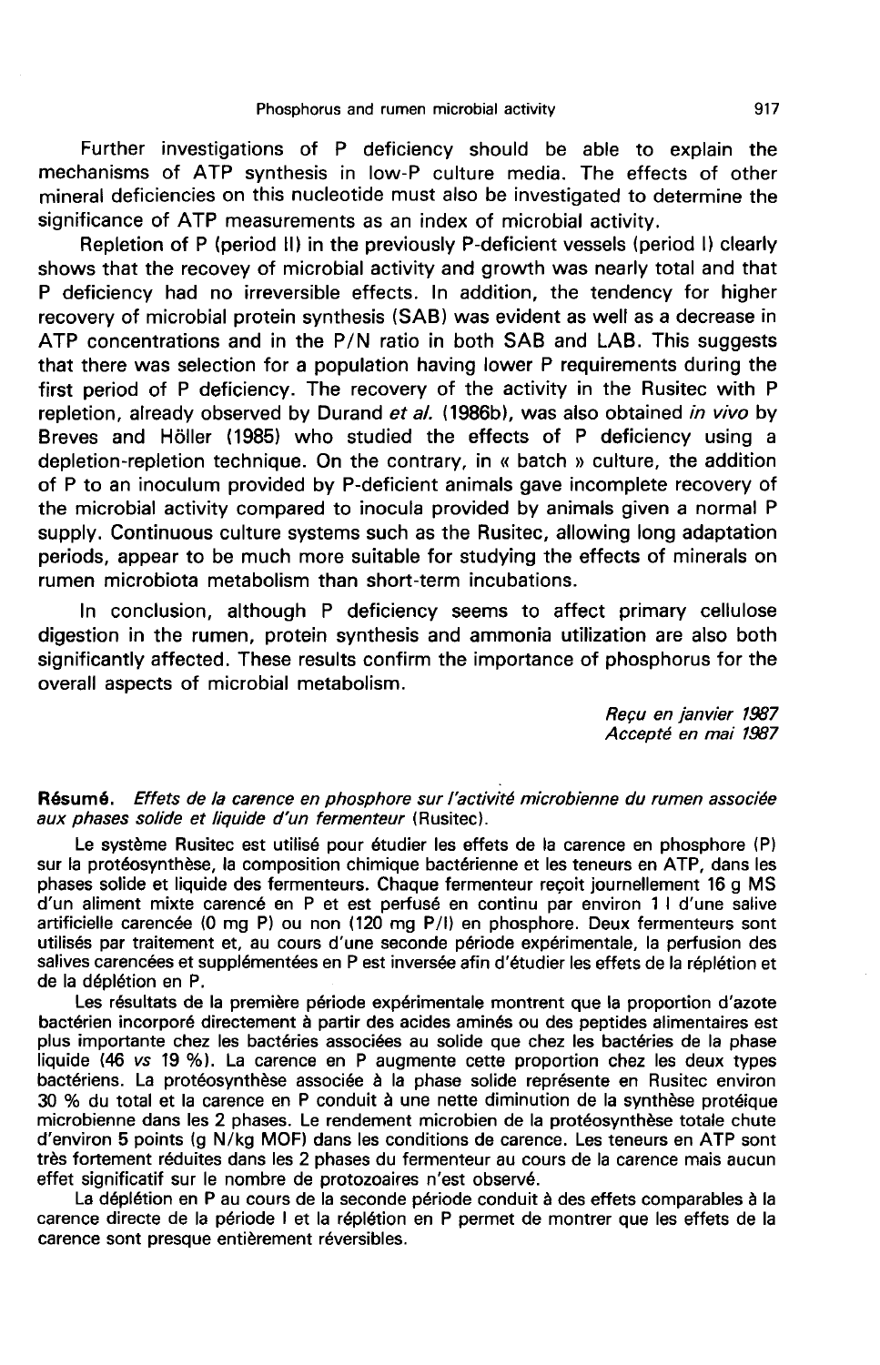Further investigations of P deficiency should be able to explain the mechanisms of ATP synthesis in low-P culture media. The effects of other mineral deficiencies on this nucleotide must also be investigated to determine the significance of ATP measurements as an index of microbial activity.

Repletion of P (period II) in the previously P-deficient vessels (period I) clearly shows that the recovey of microbial activity and growth was nearly total and that P deficiency had no irreversible effects. In addition, the tendency for higher recovery of microbial protein synthesis (SAB) was evident as well as a decrease in ATP concentrations and in the P/N ratio in both SAB and LAB. This suggests that there was selection for a population having lower P requirements during the first period of P deficiency. The recovery of the activity in the Rusitec with P repletion, already observed by Durand *et al.* (1986b), was also obtained *in vivo* by Breves and Höller (1985) who studied the effects of P deficiency using a depletion-repletion technique. On the contrary, in « batch » culture, the addition of P to an inoculum provided by P-deficient animals gave incomplete recovery of the microbial activity compared to inocula provided by animals given a normal P supply. Continuous culture systems such as the Rusitec, allowing long adaptation periods, appear to be much more suitable for studying the effects of minerals on rumen microbiota metabolism than short-term incubations.

In conclusion, although P deficiency seems to affect primary cellulose digestion in the rumen, protein synthesis and ammonia utilization are also both significantly affected. These results confirm the importance of phosphorus for the overall aspects of microbial metabolism.

*Reçu en janvier 1987*
*Accepté en mai 1987*

**Résumé.** *Effets de la carence en phosphore sur l'activité microbienne du rumen associée aux phases solide et liquide d'un fermenteur* (Rusitec).

Le système Rusitec est utilisé pour étudier les effets de la carence en phosphore (P) sur la protéosynthèse, la composition chimique bactérienne et les teneurs en ATP, dans les phases solide et liquide des fermenteurs. Chaque fermenteur reçoit journellement 16 g MS d'un aliment mixte carencé en P et est perfusé en continu par environ 1 l d'une salive artificielle carencée (0 mg P) ou non (120 mg P/l) en phosphore. Deux fermenteurs sont utilisés par traitement et, au cours d'une seconde période expérimentale, la perfusion des salives carencées et supplémentées en P est inversée afin d'étudier les effets de la réplétion et de la déplétion en P.

Les résultats de la première période expérimentale montrent que la proportion d'azote bactérien incorporé directement à partir des acides aminés ou des peptides alimentaires est plus importante chez les bactéries associées au solide que chez les bactéries de la phase liquide (46 *vs* 19 %). La carence en P augmente cette proportion chez les deux types bactériens. La protéosynthèse associée à la phase solide représente en Rusitec environ 30 % du total et la carence en P conduit à une nette diminution de la synthèse protéique microbienne dans les 2 phases. Le rendement microbien de la protéosynthèse totale chute d'environ 5 points (g N/kg MOF) dans les conditions de carence. Les teneurs en ATP sont très fortement réduites dans les 2 phases du fermenteur au cours de la carence mais aucun effet significatif sur le nombre de protozoaires n'est observé.

La déplétion en P au cours de la seconde période conduit à des effets comparables à la carence directe de la période I et la réplétion en P permet de montrer que les effets de la carence sont presque entièrement réversibles.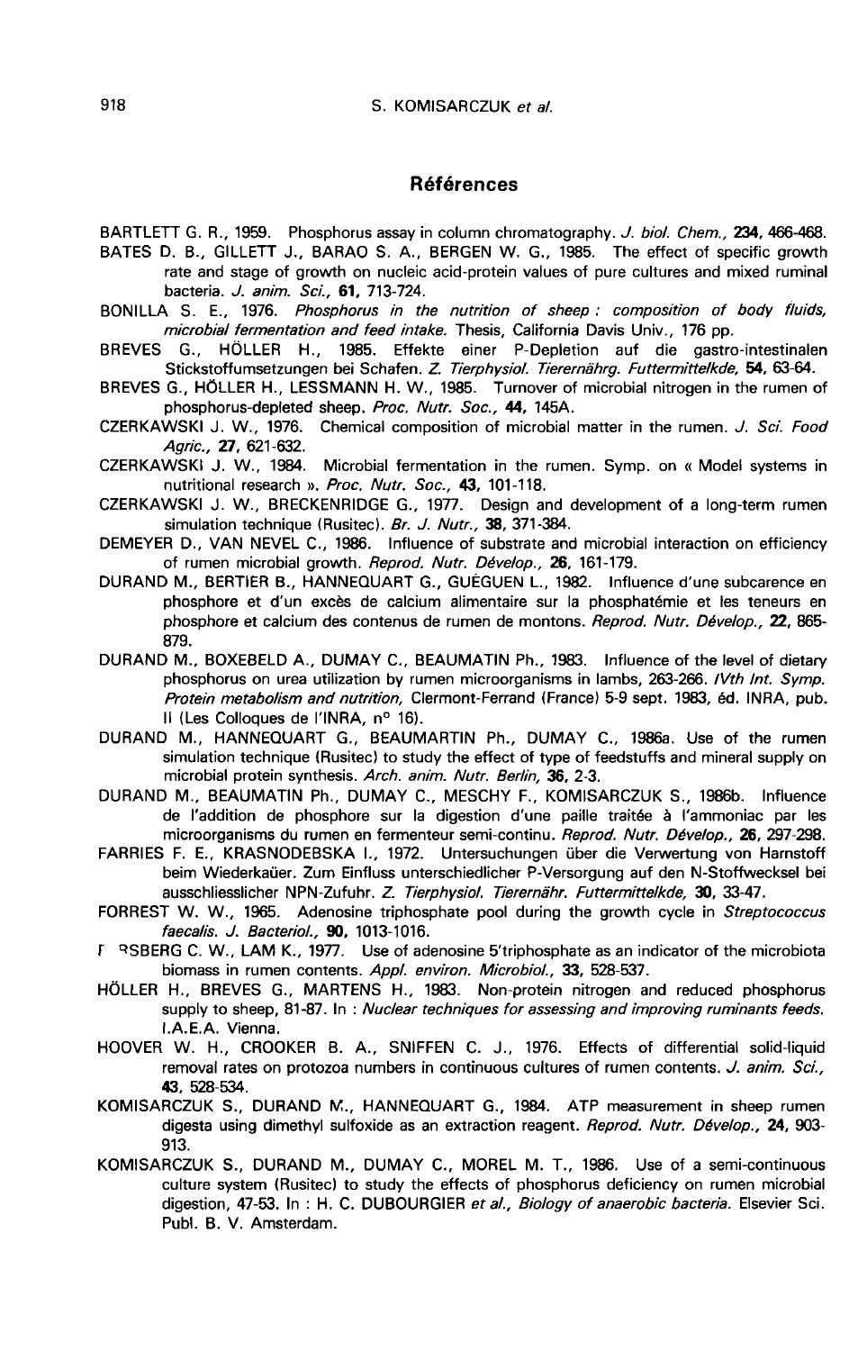## Références

BARTLETT G. R., 1959. Phosphorus assay in column chromatography. *J. biol. Chem.*, **234**, 466-468.

BATES D. B., GILLETT J., BARAO S. A., BERGEN W. G., 1985. The effect of specific growth rate and stage of growth on nucleic acid-protein values of pure cultures and mixed ruminal bacteria. *J. anim. Sci.*, **61**, 713-724.

BONILLA S. E., 1976. *Phosphorus in the nutrition of sheep : composition of body fluids, microbial fermentation and feed intake.* Thesis, California Davis Univ., 176 pp.

BREVES G., HÖLLER H., 1985. Effekte einer P-Depletion auf die gastro-intestinalen Stickstoffumsetzungen bei Schafen. *Z. Tierphysiol. Tierernährg. Futtermittelkde*, **54**, 63-64.

BREVES G., HÖLLER H., LESSMANN H. W., 1985. Turnover of microbial nitrogen in the rumen of phosphorus-depleted sheep. *Proc. Nutr. Soc.*, **44**, 145A.

CZERKAWSKI J. W., 1976. Chemical composition of microbial matter in the rumen. *J. Sci. Food Agric.*, **27**, 621-632.

CZERKAWSKI J. W., 1984. Microbial fermentation in the rumen. Symp. on « Model systems in nutritional research ». *Proc. Nutr. Soc.*, **43**, 101-118.

CZERKAWSKI J. W., BRECKENRIDGE G., 1977. Design and development of a long-term rumen simulation technique (Rusitec). *Br. J. Nutr.*, **38**, 371-384.

DEMEYER D., VAN NEVEL C., 1986. Influence of substrate and microbial interaction on efficiency of rumen microbial growth. *Reprod. Nutr. Dévelop.*, **26**, 161-179.

DURAND M., BERTIER B., HANNEQUART G., GUÉGUEN L., 1982. Influence d'une subcarence en phosphore et d'un excès de calcium alimentaire sur la phosphatémie et les teneurs en phosphore et calcium des contenus de rumen de montons. *Reprod. Nutr. Dévelop.*, **22**, 865-879.

DURAND M., BOXEBELD A., DUMAY C., BEAUMATIN Ph., 1983. Influence of the level of dietary phosphorus on urea utilization by rumen microorganisms in lambs, 263-266. *IVth Int. Symp. Protein metabolism and nutrition,* Clermont-Ferrand (France) 5-9 sept. 1983, éd. INRA, pub. II (Les Colloques de l'INRA, n° 16).

DURAND M., HANNEQUART G., BEAUMARTIN Ph., DUMAY C., 1986a. Use of the rumen simulation technique (Rusitec) to study the effect of type of feedstuffs and mineral supply on microbial protein synthesis. *Arch. anim. Nutr. Berlin*, **36**, 2-3.

DURAND M., BEAUMATIN Ph., DUMAY C., MESCHY F., KOMISARCZUK S., 1986b. Influence de l'addition de phosphore sur la digestion d'une paille traitée à l'ammoniac par les microorganisms du rumen en fermenteur semi-continu. *Reprod. Nutr. Dévelop.*, **26**, 297-298.

FARRIES F. E., KRASNODEBSKA I., 1972. Untersuchungen über die Verwertung von Harnstoff beim Wiederkaüer. Zum Einfluss unterschiedlicher P-Versorgung auf den N-Stoffwecksel bei ausschliesslicher NPN-Zufuhr. *Z. Tierphysiol. Tierernähr. Futtermittelkde*, **30**, 33-47.

FORREST W. W., 1965. Adenosine triphosphate pool during the growth cycle in *Streptococcus faecalis*. *J. Bacteriol.*, **90**, 1013-1016.

FORSBERG C. W., LAM K., 1977. Use of adenosine 5'triphosphate as an indicator of the microbiota biomass in rumen contents. *Appl. environ. Microbiol.*, **33**, 528-537.

HÖLLER H., BREVES G., MARTENS H., 1983. Non-protein nitrogen and reduced phosphorus supply to sheep, 81-87. In : *Nuclear techniques for assessing and improving ruminants feeds.* I.A.E.A. Vienna.

HOOVER W. H., CROOKER B. A., SNIFFEN C. J., 1976. Effects of differential solid-liquid removal rates on protozoa numbers in continuous cultures of rumen contents. *J. anim. Sci.*, **43**, 528-534.

KOMISARCZUK S., DURAND M., HANNEQUART G., 1984. ATP measurement in sheep rumen digesta using dimethyl sulfoxide as an extraction reagent. *Reprod. Nutr. Dévelop.*, **24**, 903-913.

KOMISARCZUK S., DURAND M., DUMAY C., MOREL M. T., 1986. Use of a semi-continuous culture system (Rusitec) to study the effects of phosphorus deficiency on rumen microbial digestion, 47-53. In : H. C. DUBOURGIER *et al.*, *Biology of anaerobic bacteria.* Elsevier Sci. Publ. B. V. Amsterdam.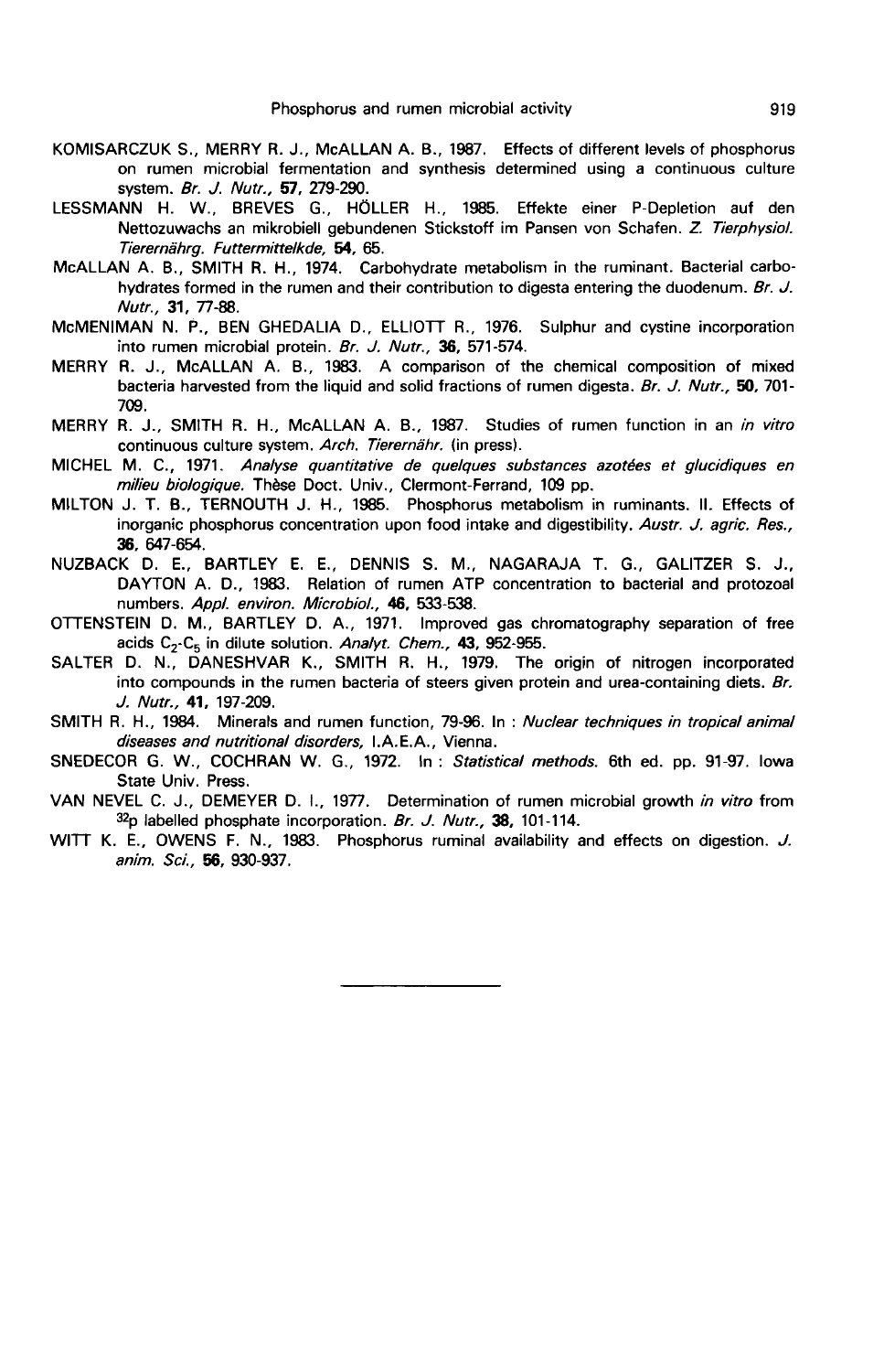KOMISARCZUK S., MERRY R. J., McALLAN A. B., 1987. Effects of different levels of phosphorus on rumen microbial fermentation and synthesis determined using a continuous culture system. *Br. J. Nutr.*, **57**, 279-290.

LESSMANN H. W., BREVES G., HÖLLER H., 1985. Effekte einer P-Depletion auf den Nettozuwachs an mikrobiell gebundenen Stickstoff im Pansen von Schafen. *Z. Tierphysiol. Tierernährg. Futtermittelkde*, **54**, 65.

McALLAN A. B., SMITH R. H., 1974. Carbohydrate metabolism in the ruminant. Bacterial carbohydrates formed in the rumen and their contribution to digesta entering the duodenum. *Br. J. Nutr.*, **31**, 77-88.

McMENIMAN N. P., BEN GHEDALIA D., ELLIOTT R., 1976. Sulphur and cystine incorporation into rumen microbial protein. *Br. J. Nutr.*, **36**, 571-574.

MERRY R. J., McALLAN A. B., 1983. A comparison of the chemical composition of mixed bacteria harvested from the liquid and solid fractions of rumen digesta. *Br. J. Nutr.*, **50**, 701-709.

MERRY R. J., SMITH R. H., McALLAN A. B., 1987. Studies of rumen function in an *in vitro* continuous culture system. *Arch. Tierernähr.* (in press).

MICHEL M. C., 1971. *Analyse quantitative de quelques substances azotées et glucidiques en milieu biologique.* Thèse Doct. Univ., Clermont-Ferrand, 109 pp.

MILTON J. T. B., TERNOUTH J. H., 1985. Phosphorus metabolism in ruminants. II. Effects of inorganic phosphorus concentration upon food intake and digestibility. *Austr. J. agric. Res.*, **36**, 647-654.

NUZBACK D. E., BARTLEY E. E., DENNIS S. M., NAGARAJA T. G., GALITZER S. J., DAYTON A. D., 1983. Relation of rumen ATP concentration to bacterial and protozoal numbers. *Appl. environ. Microbiol.*, **46**, 533-538.

OTTENSTEIN D. M., BARTLEY D. A., 1971. Improved gas chromatography separation of free acids $C_2$-$C_5$ in dilute solution. *Analyt. Chem.*, **43**, 952-955.

SALTER D. N., DANESHVAR K., SMITH R. H., 1979. The origin of nitrogen incorporated into compounds in the rumen bacteria of steers given protein and urea-containing diets. *Br. J. Nutr.*, **41**, 197-209.

SMITH R. H., 1984. Minerals and rumen function, 79-96. In : *Nuclear techniques in tropical animal diseases and nutritional disorders,* I.A.E.A., Vienna.

SNEDECOR G. W., COCHRAN W. G., 1972. In : *Statistical methods.* 6th ed. pp. 91-97. Iowa State Univ. Press.

VAN NEVEL C. J., DEMEYER D. I., 1977. Determination of rumen microbial growth *in vitro* from $^{32}$P labelled phosphate incorporation. *Br. J. Nutr.*, **38**, 101-114.

WITT K. E., OWENS F. N., 1983. Phosphorus ruminal availability and effects on digestion. *J. anim. Sci.*, **56**, 930-937.